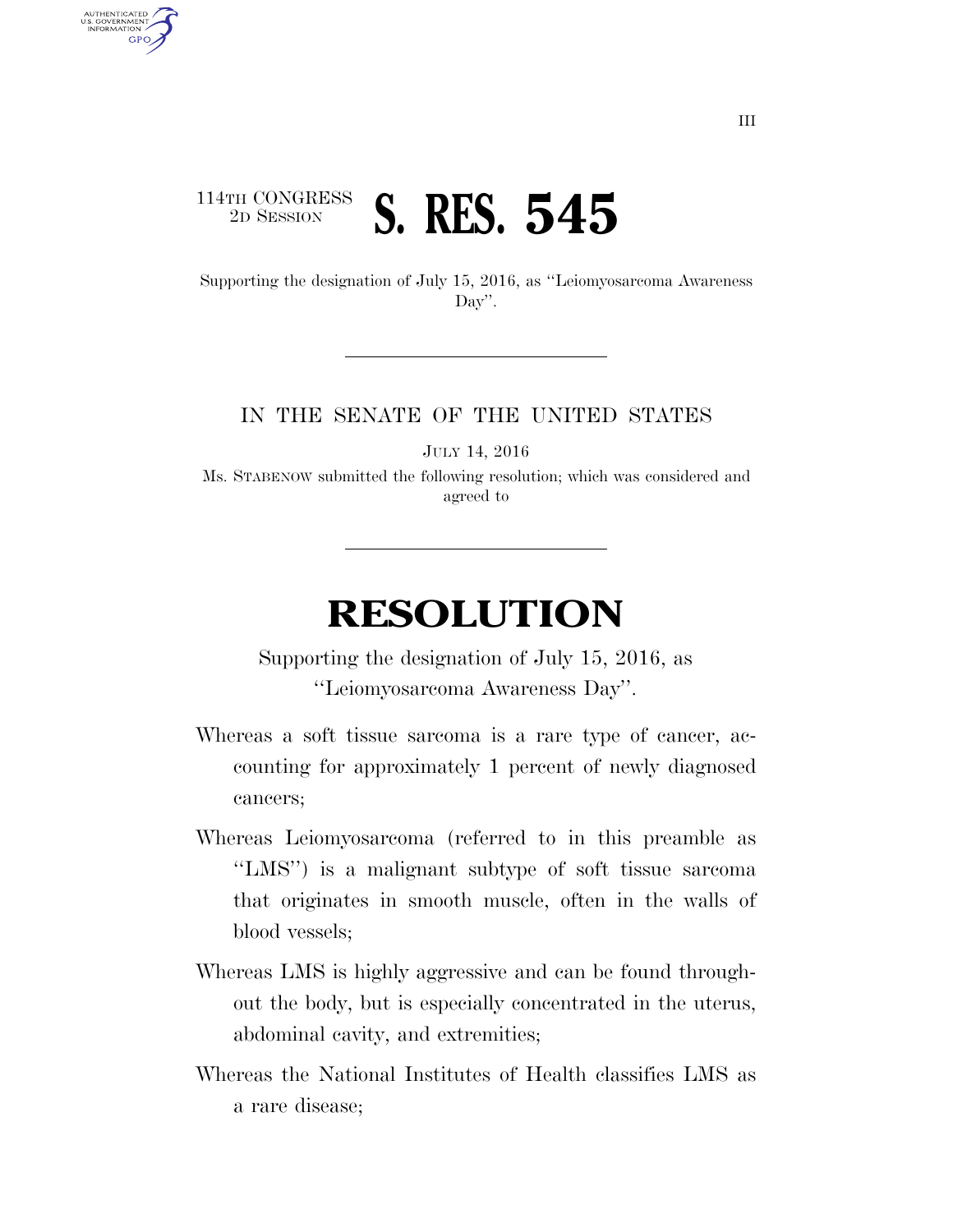114TH CONGRESS
2D SESSION

# S. RES. 545

Supporting the designation of July 15, 2016, as ''Leiomyosarcoma Awareness Day''.

IN THE SENATE OF THE UNITED STATES

JULY 14, 2016

Ms. STABENOW submitted the following resolution; which was considered and agreed to

# RESOLUTION

Supporting the designation of July 15, 2016, as ''Leiomyosarcoma Awareness Day''.

Whereas a soft tissue sarcoma is a rare type of cancer, accounting for approximately 1 percent of newly diagnosed cancers;

Whereas Leiomyosarcoma (referred to in this preamble as ''LMS'') is a malignant subtype of soft tissue sarcoma that originates in smooth muscle, often in the walls of blood vessels;

Whereas LMS is highly aggressive and can be found throughout the body, but is especially concentrated in the uterus, abdominal cavity, and extremities;

Whereas the National Institutes of Health classifies LMS as a rare disease;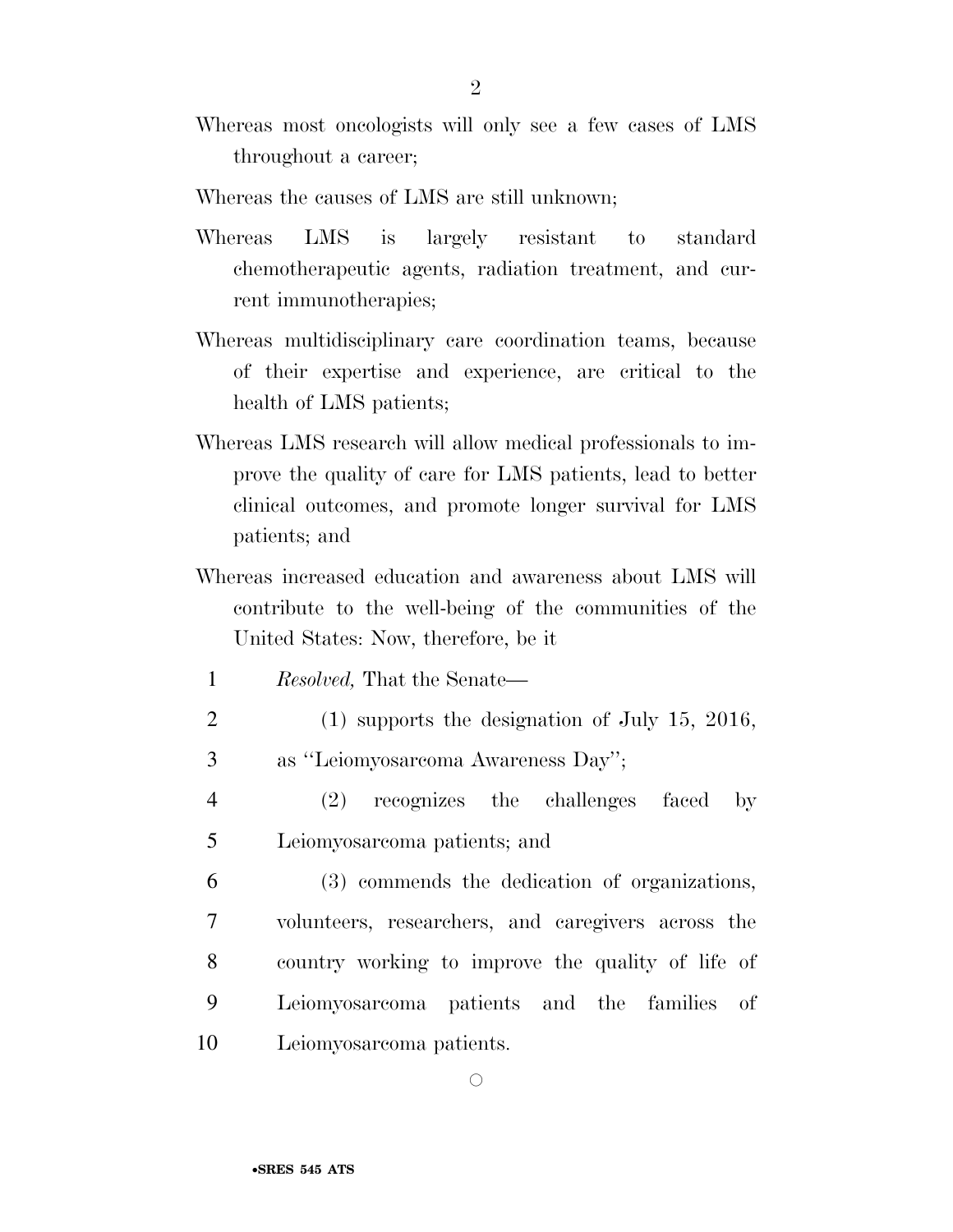Whereas most oncologists will only see a few cases of LMS throughout a career;

Whereas the causes of LMS are still unknown;

Whereas LMS is largely resistant to standard chemotherapeutic agents, radiation treatment, and current immunotherapies;

Whereas multidisciplinary care coordination teams, because of their expertise and experience, are critical to the health of LMS patients;

Whereas LMS research will allow medical professionals to improve the quality of care for LMS patients, lead to better clinical outcomes, and promote longer survival for LMS patients; and

Whereas increased education and awareness about LMS will contribute to the well-being of the communities of the United States: Now, therefore, be it

1 *Resolved,* That the Senate—

2 (1) supports the designation of July 15, 2016,
3 as "Leiomyosarcoma Awareness Day";

4 (2) recognizes the challenges faced by
5 Leiomyosarcoma patients; and

6 (3) commends the dedication of organizations,
7 volunteers, researchers, and caregivers across the
8 country working to improve the quality of life of
9 Leiomyosarcoma patients and the families of
10 Leiomyosarcoma patients.

○

•SRES 545 ATS